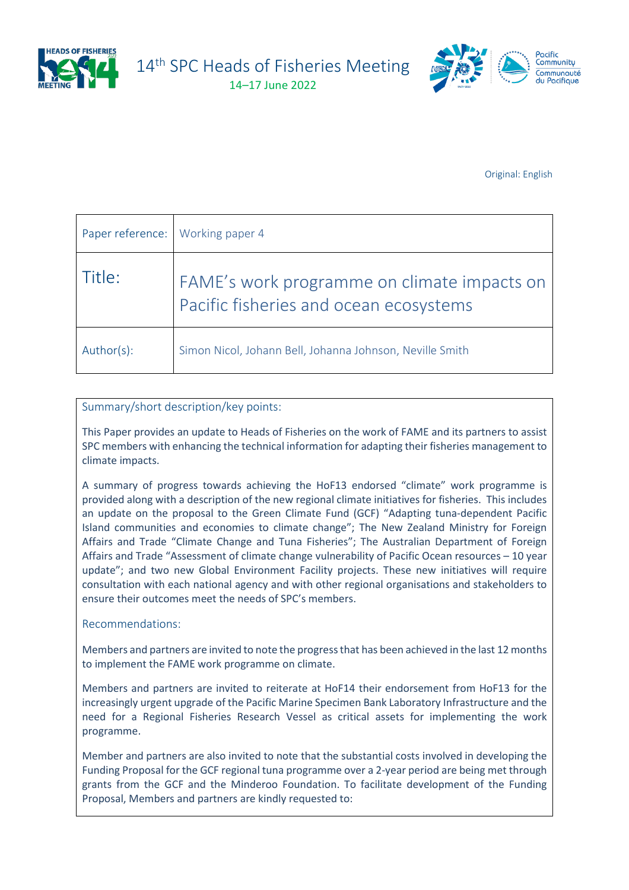14th SPC Heads of Fisheries Meeting

14–17 June 2022

Original: English

| Paper reference: | Working paper 4 |
| --- | --- |
| Title: | FAME's work programme on climate impacts on Pacific fisheries and ocean ecosystems |
| Author(s): | Simon Nicol, Johann Bell, Johanna Johnson, Neville Smith |

**Summary/short description/key points:**

This Paper provides an update to Heads of Fisheries on the work of FAME and its partners to assist SPC members with enhancing the technical information for adapting their fisheries management to climate impacts.

A summary of progress towards achieving the HoF13 endorsed "climate" work programme is provided along with a description of the new regional climate initiatives for fisheries. This includes an update on the proposal to the Green Climate Fund (GCF) "Adapting tuna-dependent Pacific Island communities and economies to climate change"; The New Zealand Ministry for Foreign Affairs and Trade "Climate Change and Tuna Fisheries"; The Australian Department of Foreign Affairs and Trade "Assessment of climate change vulnerability of Pacific Ocean resources – 10 year update"; and two new Global Environment Facility projects. These new initiatives will require consultation with each national agency and with other regional organisations and stakeholders to ensure their outcomes meet the needs of SPC's members.

**Recommendations:**

Members and partners are invited to note the progress that has been achieved in the last 12 months to implement the FAME work programme on climate.

Members and partners are invited to reiterate at HoF14 their endorsement from HoF13 for the increasingly urgent upgrade of the Pacific Marine Specimen Bank Laboratory Infrastructure and the need for a Regional Fisheries Research Vessel as critical assets for implementing the work programme.

Member and partners are also invited to note that the substantial costs involved in developing the Funding Proposal for the GCF regional tuna programme over a 2-year period are being met through grants from the GCF and the Minderoo Foundation. To facilitate development of the Funding Proposal, Members and partners are kindly requested to: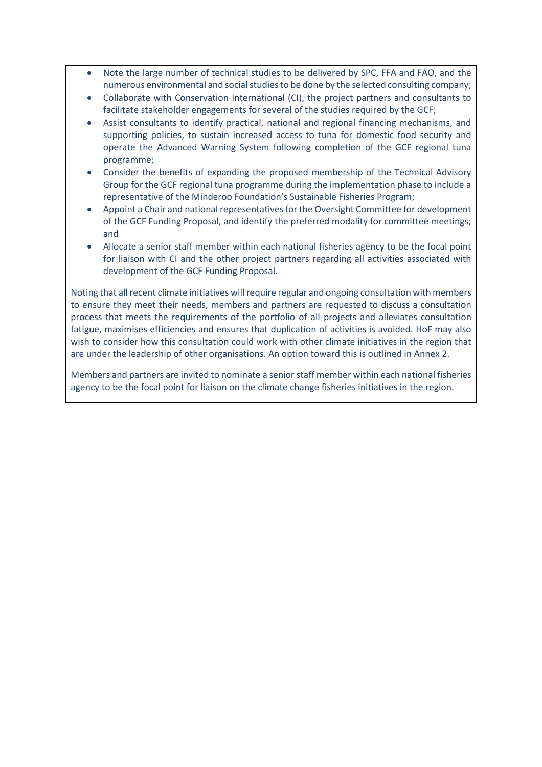- Note the large number of technical studies to be delivered by SPC, FFA and FAO, and the numerous environmental and social studies to be done by the selected consulting company;
- Collaborate with Conservation International (CI), the project partners and consultants to facilitate stakeholder engagements for several of the studies required by the GCF;
- Assist consultants to identify practical, national and regional financing mechanisms, and supporting policies, to sustain increased access to tuna for domestic food security and operate the Advanced Warning System following completion of the GCF regional tuna programme;
- Consider the benefits of expanding the proposed membership of the Technical Advisory Group for the GCF regional tuna programme during the implementation phase to include a representative of the Minderoo Foundation's Sustainable Fisheries Program;
- Appoint a Chair and national representatives for the Oversight Committee for development of the GCF Funding Proposal, and identify the preferred modality for committee meetings; and
- Allocate a senior staff member within each national fisheries agency to be the focal point for liaison with CI and the other project partners regarding all activities associated with development of the GCF Funding Proposal.

Noting that all recent climate initiatives will require regular and ongoing consultation with members to ensure they meet their needs, members and partners are requested to discuss a consultation process that meets the requirements of the portfolio of all projects and alleviates consultation fatigue, maximises efficiencies and ensures that duplication of activities is avoided. HoF may also wish to consider how this consultation could work with other climate initiatives in the region that are under the leadership of other organisations. An option toward this is outlined in Annex 2.

Members and partners are invited to nominate a senior staff member within each national fisheries agency to be the focal point for liaison on the climate change fisheries initiatives in the region.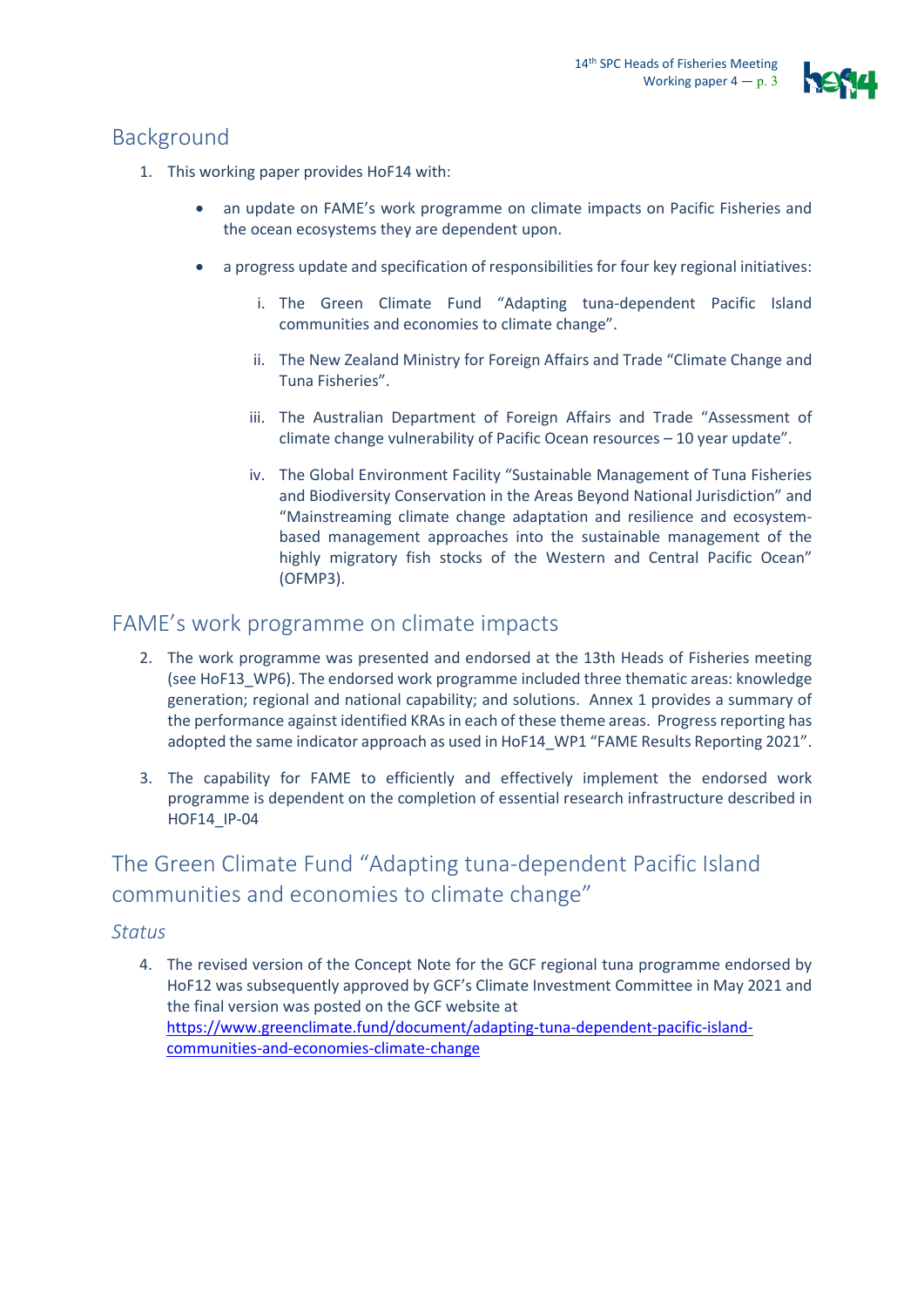## Background

1. This working paper provides HoF14 with:

   - an update on FAME's work programme on climate impacts on Pacific Fisheries and the ocean ecosystems they are dependent upon.

   - a progress update and specification of responsibilities for four key regional initiatives:

     i. The Green Climate Fund "Adapting tuna-dependent Pacific Island communities and economies to climate change".

     ii. The New Zealand Ministry for Foreign Affairs and Trade "Climate Change and Tuna Fisheries".

     iii. The Australian Department of Foreign Affairs and Trade "Assessment of climate change vulnerability of Pacific Ocean resources – 10 year update".

     iv. The Global Environment Facility "Sustainable Management of Tuna Fisheries and Biodiversity Conservation in the Areas Beyond National Jurisdiction" and "Mainstreaming climate change adaptation and resilience and ecosystem-based management approaches into the sustainable management of the highly migratory fish stocks of the Western and Central Pacific Ocean" (OFMP3).

## FAME's work programme on climate impacts

2. The work programme was presented and endorsed at the 13th Heads of Fisheries meeting (see HoF13_WP6). The endorsed work programme included three thematic areas: knowledge generation; regional and national capability; and solutions. Annex 1 provides a summary of the performance against identified KRAs in each of these theme areas. Progress reporting has adopted the same indicator approach as used in HoF14_WP1 "FAME Results Reporting 2021".

3. The capability for FAME to efficiently and effectively implement the endorsed work programme is dependent on the completion of essential research infrastructure described in HOF14_IP-04

## The Green Climate Fund "Adapting tuna-dependent Pacific Island communities and economies to climate change"

### *Status*

4. The revised version of the Concept Note for the GCF regional tuna programme endorsed by HoF12 was subsequently approved by GCF's Climate Investment Committee in May 2021 and the final version was posted on the GCF website at https://www.greenclimate.fund/document/adapting-tuna-dependent-pacific-island-communities-and-economies-climate-change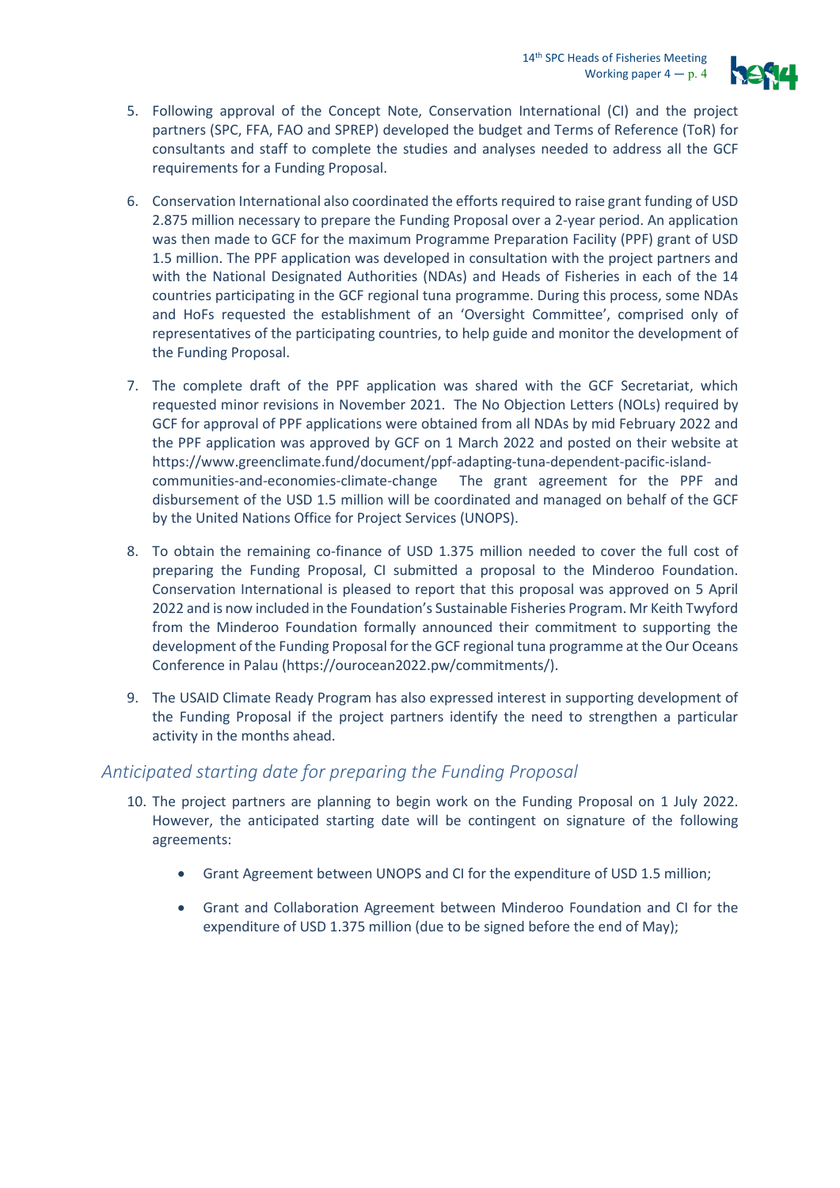5. Following approval of the Concept Note, Conservation International (CI) and the project partners (SPC, FFA, FAO and SPREP) developed the budget and Terms of Reference (ToR) for consultants and staff to complete the studies and analyses needed to address all the GCF requirements for a Funding Proposal.

6. Conservation International also coordinated the efforts required to raise grant funding of USD 2.875 million necessary to prepare the Funding Proposal over a 2-year period. An application was then made to GCF for the maximum Programme Preparation Facility (PPF) grant of USD 1.5 million. The PPF application was developed in consultation with the project partners and with the National Designated Authorities (NDAs) and Heads of Fisheries in each of the 14 countries participating in the GCF regional tuna programme. During this process, some NDAs and HoFs requested the establishment of an 'Oversight Committee', comprised only of representatives of the participating countries, to help guide and monitor the development of the Funding Proposal.

7. The complete draft of the PPF application was shared with the GCF Secretariat, which requested minor revisions in November 2021. The No Objection Letters (NOLs) required by GCF for approval of PPF applications were obtained from all NDAs by mid February 2022 and the PPF application was approved by GCF on 1 March 2022 and posted on their website at https://www.greenclimate.fund/document/ppf-adapting-tuna-dependent-pacific-island-communities-and-economies-climate-change The grant agreement for the PPF and disbursement of the USD 1.5 million will be coordinated and managed on behalf of the GCF by the United Nations Office for Project Services (UNOPS).

8. To obtain the remaining co-finance of USD 1.375 million needed to cover the full cost of preparing the Funding Proposal, CI submitted a proposal to the Minderoo Foundation. Conservation International is pleased to report that this proposal was approved on 5 April 2022 and is now included in the Foundation's Sustainable Fisheries Program. Mr Keith Twyford from the Minderoo Foundation formally announced their commitment to supporting the development of the Funding Proposal for the GCF regional tuna programme at the Our Oceans Conference in Palau (https://ourocean2022.pw/commitments/).

9. The USAID Climate Ready Program has also expressed interest in supporting development of the Funding Proposal if the project partners identify the need to strengthen a particular activity in the months ahead.

## *Anticipated starting date for preparing the Funding Proposal*

10. The project partners are planning to begin work on the Funding Proposal on 1 July 2022. However, the anticipated starting date will be contingent on signature of the following agreements:

    - Grant Agreement between UNOPS and CI for the expenditure of USD 1.5 million;

    - Grant and Collaboration Agreement between Minderoo Foundation and CI for the expenditure of USD 1.375 million (due to be signed before the end of May);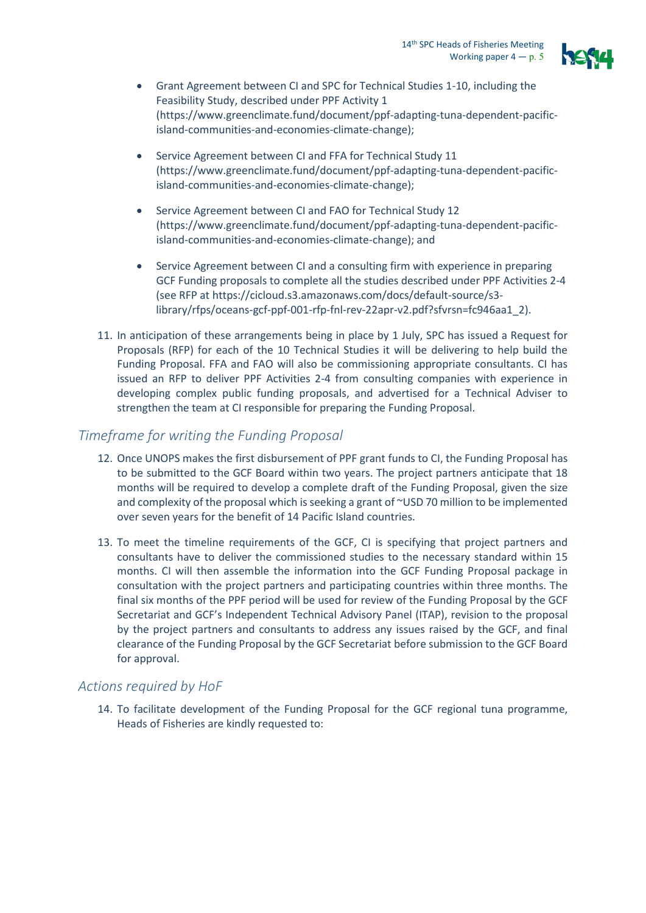- Grant Agreement between CI and SPC for Technical Studies 1-10, including the Feasibility Study, described under PPF Activity 1 (https://www.greenclimate.fund/document/ppf-adapting-tuna-dependent-pacific-island-communities-and-economies-climate-change);

- Service Agreement between CI and FFA for Technical Study 11 (https://www.greenclimate.fund/document/ppf-adapting-tuna-dependent-pacific-island-communities-and-economies-climate-change);

- Service Agreement between CI and FAO for Technical Study 12 (https://www.greenclimate.fund/document/ppf-adapting-tuna-dependent-pacific-island-communities-and-economies-climate-change); and

- Service Agreement between CI and a consulting firm with experience in preparing GCF Funding proposals to complete all the studies described under PPF Activities 2-4 (see RFP at https://cicloud.s3.amazonaws.com/docs/default-source/s3-library/rfps/oceans-gcf-ppf-001-rfp-fnl-rev-22apr-v2.pdf?sfvrsn=fc946aa1_2).

11. In anticipation of these arrangements being in place by 1 July, SPC has issued a Request for Proposals (RFP) for each of the 10 Technical Studies it will be delivering to help build the Funding Proposal. FFA and FAO will also be commissioning appropriate consultants. CI has issued an RFP to deliver PPF Activities 2-4 from consulting companies with experience in developing complex public funding proposals, and advertised for a Technical Adviser to strengthen the team at CI responsible for preparing the Funding Proposal.

## *Timeframe for writing the Funding Proposal*

12. Once UNOPS makes the first disbursement of PPF grant funds to CI, the Funding Proposal has to be submitted to the GCF Board within two years. The project partners anticipate that 18 months will be required to develop a complete draft of the Funding Proposal, given the size and complexity of the proposal which is seeking a grant of ~USD 70 million to be implemented over seven years for the benefit of 14 Pacific Island countries.

13. To meet the timeline requirements of the GCF, CI is specifying that project partners and consultants have to deliver the commissioned studies to the necessary standard within 15 months. CI will then assemble the information into the GCF Funding Proposal package in consultation with the project partners and participating countries within three months. The final six months of the PPF period will be used for review of the Funding Proposal by the GCF Secretariat and GCF's Independent Technical Advisory Panel (ITAP), revision to the proposal by the project partners and consultants to address any issues raised by the GCF, and final clearance of the Funding Proposal by the GCF Secretariat before submission to the GCF Board for approval.

## *Actions required by HoF*

14. To facilitate development of the Funding Proposal for the GCF regional tuna programme, Heads of Fisheries are kindly requested to: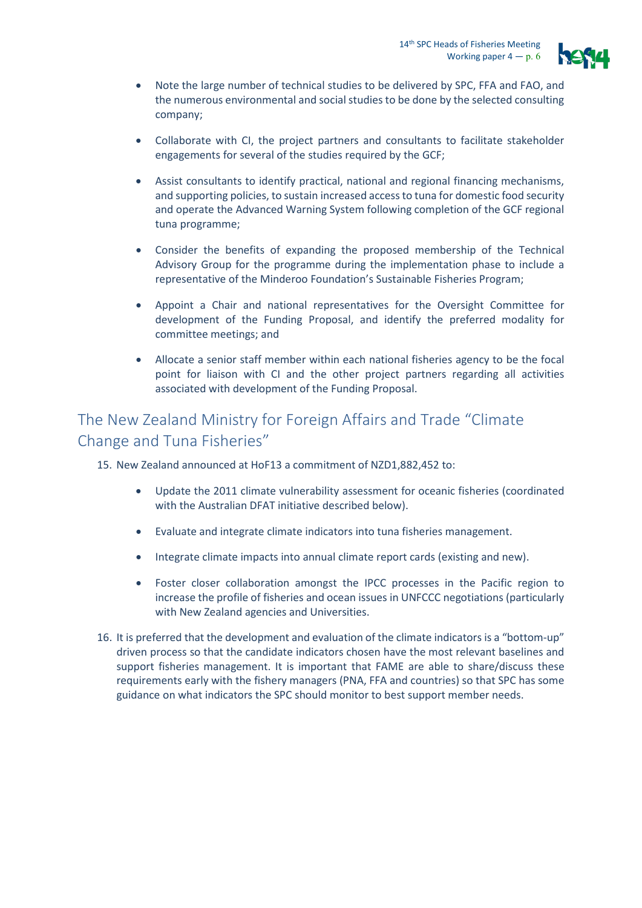- Note the large number of technical studies to be delivered by SPC, FFA and FAO, and the numerous environmental and social studies to be done by the selected consulting company;
- Collaborate with CI, the project partners and consultants to facilitate stakeholder engagements for several of the studies required by the GCF;
- Assist consultants to identify practical, national and regional financing mechanisms, and supporting policies, to sustain increased access to tuna for domestic food security and operate the Advanced Warning System following completion of the GCF regional tuna programme;
- Consider the benefits of expanding the proposed membership of the Technical Advisory Group for the programme during the implementation phase to include a representative of the Minderoo Foundation's Sustainable Fisheries Program;
- Appoint a Chair and national representatives for the Oversight Committee for development of the Funding Proposal, and identify the preferred modality for committee meetings; and
- Allocate a senior staff member within each national fisheries agency to be the focal point for liaison with CI and the other project partners regarding all activities associated with development of the Funding Proposal.

## The New Zealand Ministry for Foreign Affairs and Trade "Climate Change and Tuna Fisheries"

15. New Zealand announced at HoF13 a commitment of NZD1,882,452 to:

    - Update the 2011 climate vulnerability assessment for oceanic fisheries (coordinated with the Australian DFAT initiative described below).
    - Evaluate and integrate climate indicators into tuna fisheries management.
    - Integrate climate impacts into annual climate report cards (existing and new).
    - Foster closer collaboration amongst the IPCC processes in the Pacific region to increase the profile of fisheries and ocean issues in UNFCCC negotiations (particularly with New Zealand agencies and Universities.

16. It is preferred that the development and evaluation of the climate indicators is a "bottom-up" driven process so that the candidate indicators chosen have the most relevant baselines and support fisheries management. It is important that FAME are able to share/discuss these requirements early with the fishery managers (PNA, FFA and countries) so that SPC has some guidance on what indicators the SPC should monitor to best support member needs.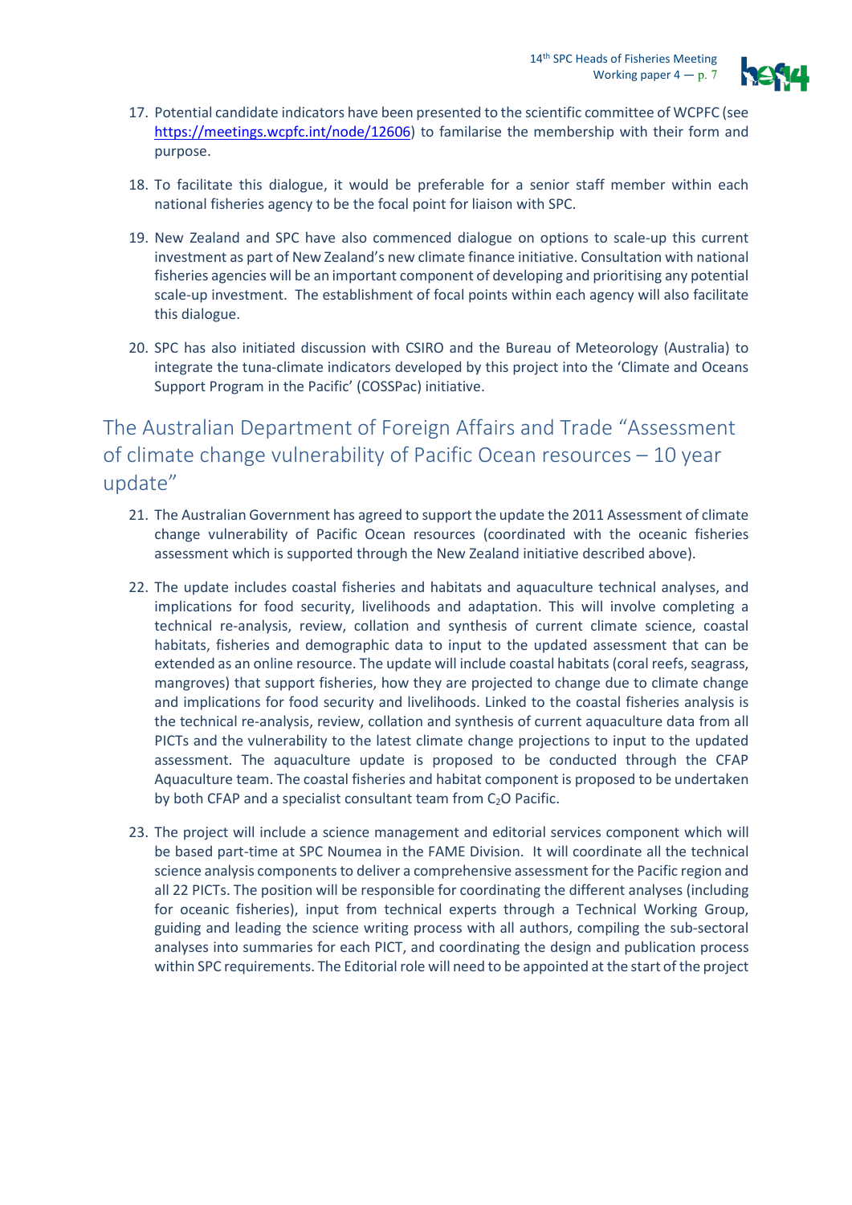17. Potential candidate indicators have been presented to the scientific committee of WCPFC (see https://meetings.wcpfc.int/node/12606) to familarise the membership with their form and purpose.

18. To facilitate this dialogue, it would be preferable for a senior staff member within each national fisheries agency to be the focal point for liaison with SPC.

19. New Zealand and SPC have also commenced dialogue on options to scale-up this current investment as part of New Zealand's new climate finance initiative. Consultation with national fisheries agencies will be an important component of developing and prioritising any potential scale-up investment. The establishment of focal points within each agency will also facilitate this dialogue.

20. SPC has also initiated discussion with CSIRO and the Bureau of Meteorology (Australia) to integrate the tuna-climate indicators developed by this project into the 'Climate and Oceans Support Program in the Pacific' (COSSPac) initiative.

## The Australian Department of Foreign Affairs and Trade "Assessment of climate change vulnerability of Pacific Ocean resources – 10 year update"

21. The Australian Government has agreed to support the update the 2011 Assessment of climate change vulnerability of Pacific Ocean resources (coordinated with the oceanic fisheries assessment which is supported through the New Zealand initiative described above).

22. The update includes coastal fisheries and habitats and aquaculture technical analyses, and implications for food security, livelihoods and adaptation. This will involve completing a technical re-analysis, review, collation and synthesis of current climate science, coastal habitats, fisheries and demographic data to input to the updated assessment that can be extended as an online resource. The update will include coastal habitats (coral reefs, seagrass, mangroves) that support fisheries, how they are projected to change due to climate change and implications for food security and livelihoods. Linked to the coastal fisheries analysis is the technical re-analysis, review, collation and synthesis of current aquaculture data from all PICTs and the vulnerability to the latest climate change projections to input to the updated assessment. The aquaculture update is proposed to be conducted through the CFAP Aquaculture team. The coastal fisheries and habitat component is proposed to be undertaken by both CFAP and a specialist consultant team from $C_2O$ Pacific.

23. The project will include a science management and editorial services component which will be based part-time at SPC Noumea in the FAME Division. It will coordinate all the technical science analysis components to deliver a comprehensive assessment for the Pacific region and all 22 PICTs. The position will be responsible for coordinating the different analyses (including for oceanic fisheries), input from technical experts through a Technical Working Group, guiding and leading the science writing process with all authors, compiling the sub-sectoral analyses into summaries for each PICT, and coordinating the design and publication process within SPC requirements. The Editorial role will need to be appointed at the start of the project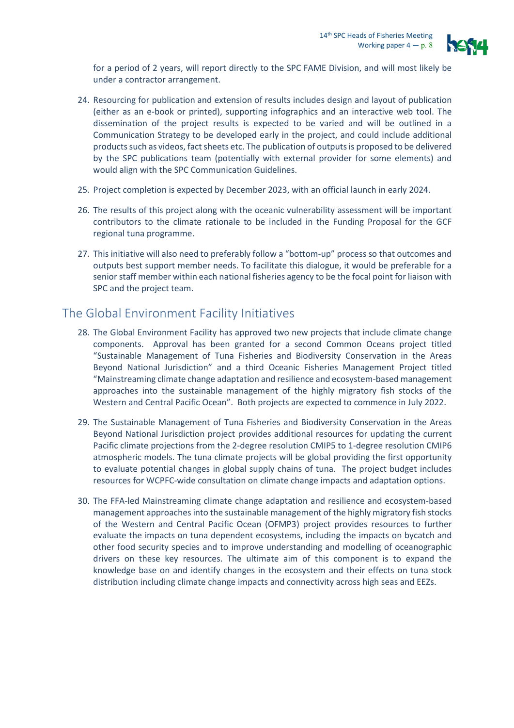for a period of 2 years, will report directly to the SPC FAME Division, and will most likely be under a contractor arrangement.

24. Resourcing for publication and extension of results includes design and layout of publication (either as an e-book or printed), supporting infographics and an interactive web tool. The dissemination of the project results is expected to be varied and will be outlined in a Communication Strategy to be developed early in the project, and could include additional products such as videos, fact sheets etc. The publication of outputs is proposed to be delivered by the SPC publications team (potentially with external provider for some elements) and would align with the SPC Communication Guidelines.

25. Project completion is expected by December 2023, with an official launch in early 2024.

26. The results of this project along with the oceanic vulnerability assessment will be important contributors to the climate rationale to be included in the Funding Proposal for the GCF regional tuna programme.

27. This initiative will also need to preferably follow a "bottom-up" process so that outcomes and outputs best support member needs. To facilitate this dialogue, it would be preferable for a senior staff member within each national fisheries agency to be the focal point for liaison with SPC and the project team.

## The Global Environment Facility Initiatives

28. The Global Environment Facility has approved two new projects that include climate change components. Approval has been granted for a second Common Oceans project titled "Sustainable Management of Tuna Fisheries and Biodiversity Conservation in the Areas Beyond National Jurisdiction" and a third Oceanic Fisheries Management Project titled "Mainstreaming climate change adaptation and resilience and ecosystem-based management approaches into the sustainable management of the highly migratory fish stocks of the Western and Central Pacific Ocean". Both projects are expected to commence in July 2022.

29. The Sustainable Management of Tuna Fisheries and Biodiversity Conservation in the Areas Beyond National Jurisdiction project provides additional resources for updating the current Pacific climate projections from the 2-degree resolution CMIP5 to 1-degree resolution CMIP6 atmospheric models. The tuna climate projects will be global providing the first opportunity to evaluate potential changes in global supply chains of tuna. The project budget includes resources for WCPFC-wide consultation on climate change impacts and adaptation options.

30. The FFA-led Mainstreaming climate change adaptation and resilience and ecosystem-based management approaches into the sustainable management of the highly migratory fish stocks of the Western and Central Pacific Ocean (OFMP3) project provides resources to further evaluate the impacts on tuna dependent ecosystems, including the impacts on bycatch and other food security species and to improve understanding and modelling of oceanographic drivers on these key resources. The ultimate aim of this component is to expand the knowledge base on and identify changes in the ecosystem and their effects on tuna stock distribution including climate change impacts and connectivity across high seas and EEZs.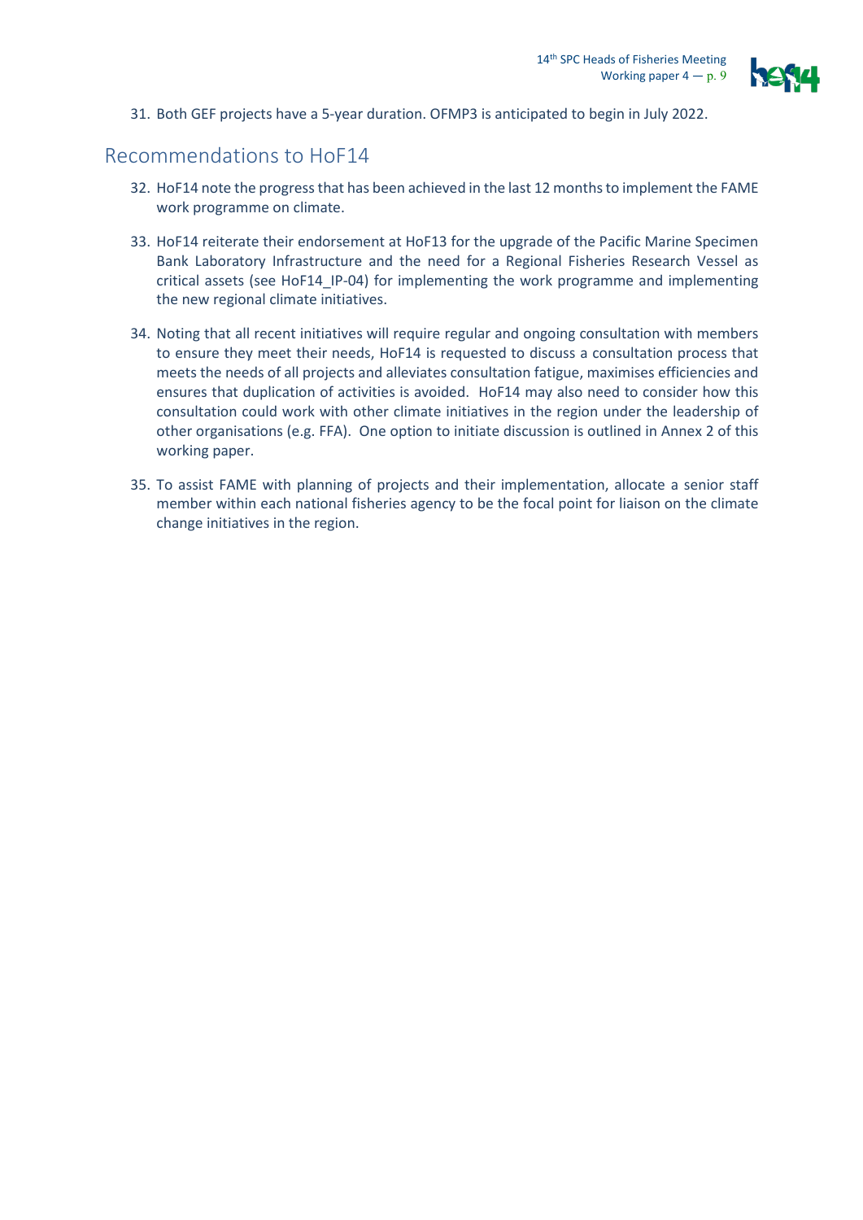31. Both GEF projects have a 5-year duration. OFMP3 is anticipated to begin in July 2022.

## Recommendations to HoF14

32. HoF14 note the progress that has been achieved in the last 12 months to implement the FAME work programme on climate.

33. HoF14 reiterate their endorsement at HoF13 for the upgrade of the Pacific Marine Specimen Bank Laboratory Infrastructure and the need for a Regional Fisheries Research Vessel as critical assets (see HoF14_IP-04) for implementing the work programme and implementing the new regional climate initiatives.

34. Noting that all recent initiatives will require regular and ongoing consultation with members to ensure they meet their needs, HoF14 is requested to discuss a consultation process that meets the needs of all projects and alleviates consultation fatigue, maximises efficiencies and ensures that duplication of activities is avoided. HoF14 may also need to consider how this consultation could work with other climate initiatives in the region under the leadership of other organisations (e.g. FFA). One option to initiate discussion is outlined in Annex 2 of this working paper.

35. To assist FAME with planning of projects and their implementation, allocate a senior staff member within each national fisheries agency to be the focal point for liaison on the climate change initiatives in the region.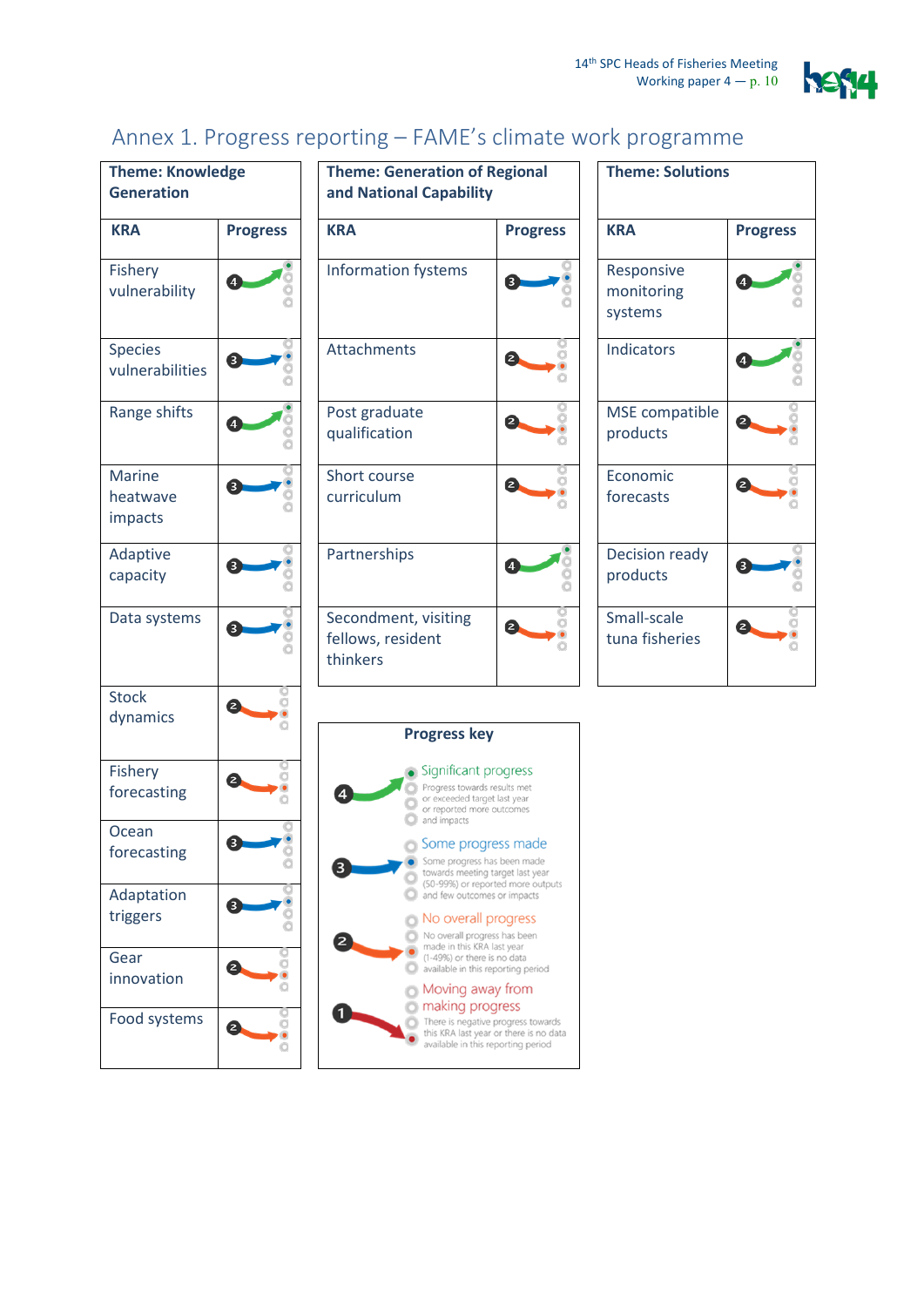# Annex 1. Progress reporting – FAME's climate work programme

| Theme: Knowledge Generation | |
|---|---|
| **KRA** | **Progress** |
| Fishery vulnerability | 4 |
| Species vulnerabilities | 3 |
| Range shifts | 4 |
| Marine heatwave impacts | 3 |
| Adaptive capacity | 3 |
| Data systems | 3 |
| Stock dynamics | 2 |
| Fishery forecasting | 2 |
| Ocean forecasting | 3 |
| Adaptation triggers | 3 |
| Gear innovation | 2 |
| Food systems | 2 |

| Theme: Generation of Regional and National Capability | |
|---|---|
| **KRA** | **Progress** |
| Information fystems | 3 |
| Attachments | 2 |
| Post graduate qualification | 2 |
| Short course curriculum | 2 |
| Partnerships | 4 |
| Secondment, visiting fellows, resident thinkers | 2 |

| Theme: Solutions | |
|---|---|
| **KRA** | **Progress** |
| Responsive monitoring systems | 4 |
| Indicators | 4 |
| MSE compatible products | 2 |
| Economic forecasts | 2 |
| Decision ready products | 3 |
| Small-scale tuna fisheries | 2 |

**Progress key**

| Score | Description |
|---|---|
| 4 | Significant progress – Progress towards results met or exceeded target last year or reported more outcomes and impacts |
| 3 | Some progress made – Some progress has been made towards meeting target last year (50-99%) or reported more outputs and few outcomes or impacts |
| 2 | No overall progress – No overall progress has been made in this KRA last year (1-49%) or there is no data available in this reporting period |
| 1 | Moving away from making progress – There is negative progress towards this KRA last year or there is no data available in this reporting period |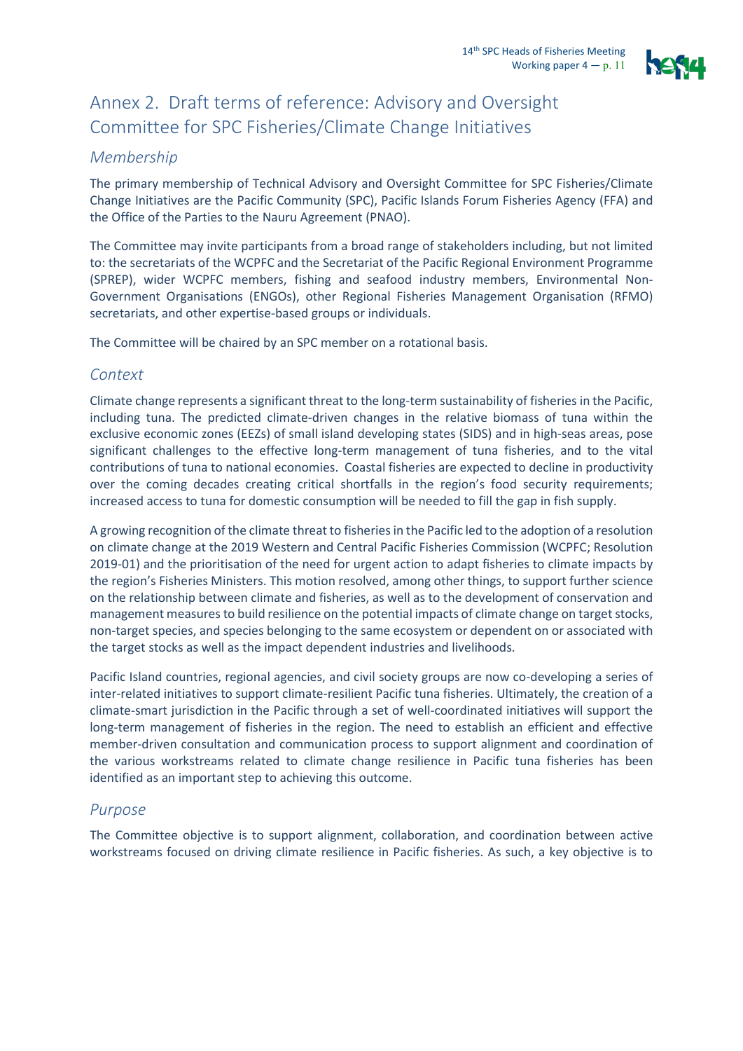# Annex 2. Draft terms of reference: Advisory and Oversight Committee for SPC Fisheries/Climate Change Initiatives

## Membership

The primary membership of Technical Advisory and Oversight Committee for SPC Fisheries/Climate Change Initiatives are the Pacific Community (SPC), Pacific Islands Forum Fisheries Agency (FFA) and the Office of the Parties to the Nauru Agreement (PNAO).

The Committee may invite participants from a broad range of stakeholders including, but not limited to: the secretariats of the WCPFC and the Secretariat of the Pacific Regional Environment Programme (SPREP), wider WCPFC members, fishing and seafood industry members, Environmental Non-Government Organisations (ENGOs), other Regional Fisheries Management Organisation (RFMO) secretariats, and other expertise-based groups or individuals.

The Committee will be chaired by an SPC member on a rotational basis.

## Context

Climate change represents a significant threat to the long-term sustainability of fisheries in the Pacific, including tuna. The predicted climate-driven changes in the relative biomass of tuna within the exclusive economic zones (EEZs) of small island developing states (SIDS) and in high-seas areas, pose significant challenges to the effective long-term management of tuna fisheries, and to the vital contributions of tuna to national economies. Coastal fisheries are expected to decline in productivity over the coming decades creating critical shortfalls in the region's food security requirements; increased access to tuna for domestic consumption will be needed to fill the gap in fish supply.

A growing recognition of the climate threat to fisheries in the Pacific led to the adoption of a resolution on climate change at the 2019 Western and Central Pacific Fisheries Commission (WCPFC; Resolution 2019-01) and the prioritisation of the need for urgent action to adapt fisheries to climate impacts by the region's Fisheries Ministers. This motion resolved, among other things, to support further science on the relationship between climate and fisheries, as well as to the development of conservation and management measures to build resilience on the potential impacts of climate change on target stocks, non-target species, and species belonging to the same ecosystem or dependent on or associated with the target stocks as well as the impact dependent industries and livelihoods.

Pacific Island countries, regional agencies, and civil society groups are now co-developing a series of inter-related initiatives to support climate-resilient Pacific tuna fisheries. Ultimately, the creation of a climate-smart jurisdiction in the Pacific through a set of well-coordinated initiatives will support the long-term management of fisheries in the region. The need to establish an efficient and effective member-driven consultation and communication process to support alignment and coordination of the various workstreams related to climate change resilience in Pacific tuna fisheries has been identified as an important step to achieving this outcome.

## Purpose

The Committee objective is to support alignment, collaboration, and coordination between active workstreams focused on driving climate resilience in Pacific fisheries. As such, a key objective is to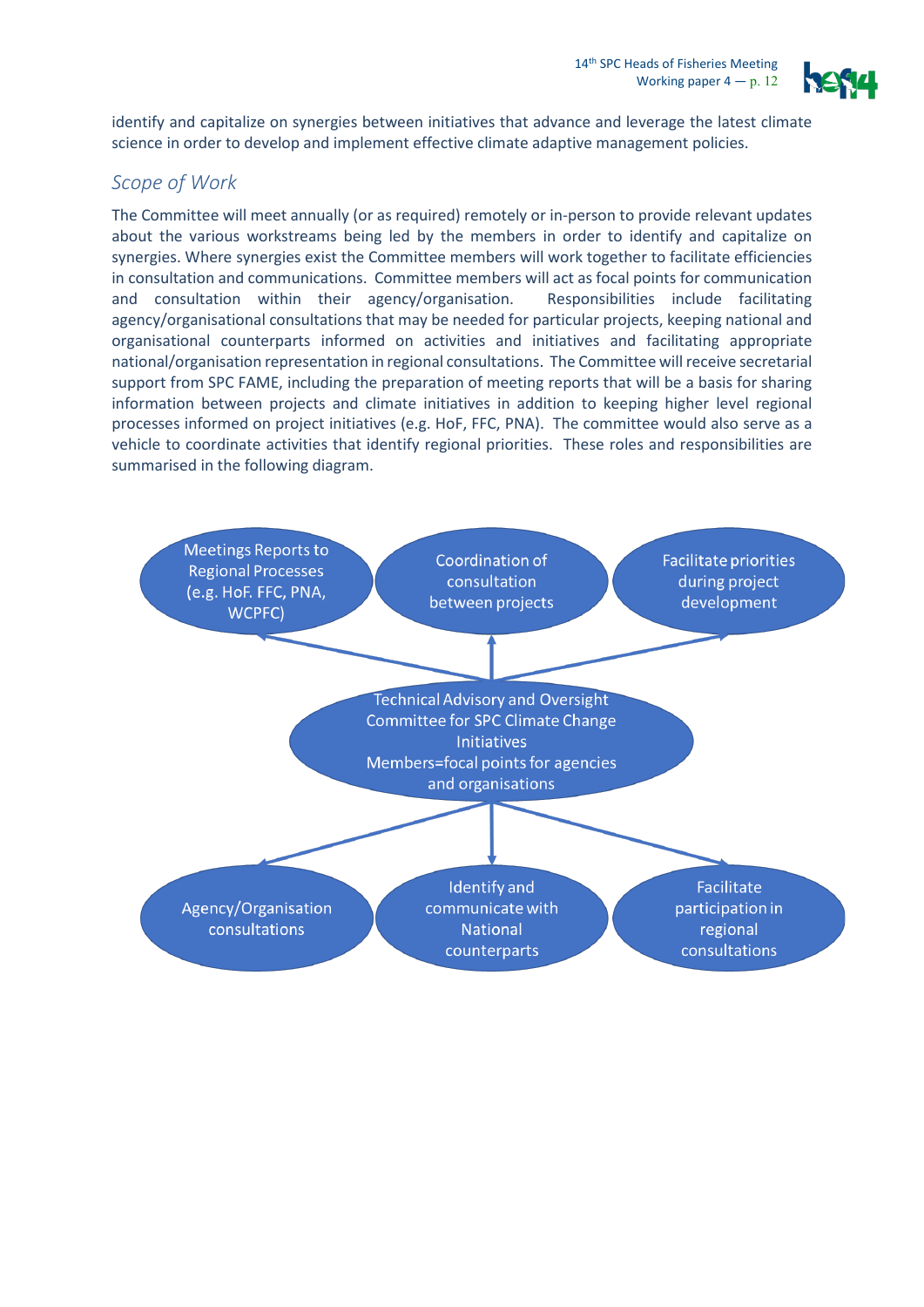identify and capitalize on synergies between initiatives that advance and leverage the latest climate science in order to develop and implement effective climate adaptive management policies.

## *Scope of Work*

The Committee will meet annually (or as required) remotely or in-person to provide relevant updates about the various workstreams being led by the members in order to identify and capitalize on synergies. Where synergies exist the Committee members will work together to facilitate efficiencies in consultation and communications. Committee members will act as focal points for communication and consultation within their agency/organisation. Responsibilities include facilitating agency/organisational consultations that may be needed for particular projects, keeping national and organisational counterparts informed on activities and initiatives and facilitating appropriate national/organisation representation in regional consultations. The Committee will receive secretarial support from SPC FAME, including the preparation of meeting reports that will be a basis for sharing information between projects and climate initiatives in addition to keeping higher level regional processes informed on project initiatives (e.g. HoF, FFC, PNA). The committee would also serve as a vehicle to coordinate activities that identify regional priorities. These roles and responsibilities are summarised in the following diagram.

Meetings Reports to Regional Processes (e.g. HoF. FFC, PNA, WCPFC)

Coordination of consultation between projects

Facilitate priorities during project development

Technical Advisory and Oversight Committee for SPC Climate Change Initiatives
Members=focal points for agencies and organisations

Agency/Organisation consultations

Identify and communicate with National counterparts

Facilitate participation in regional consultations